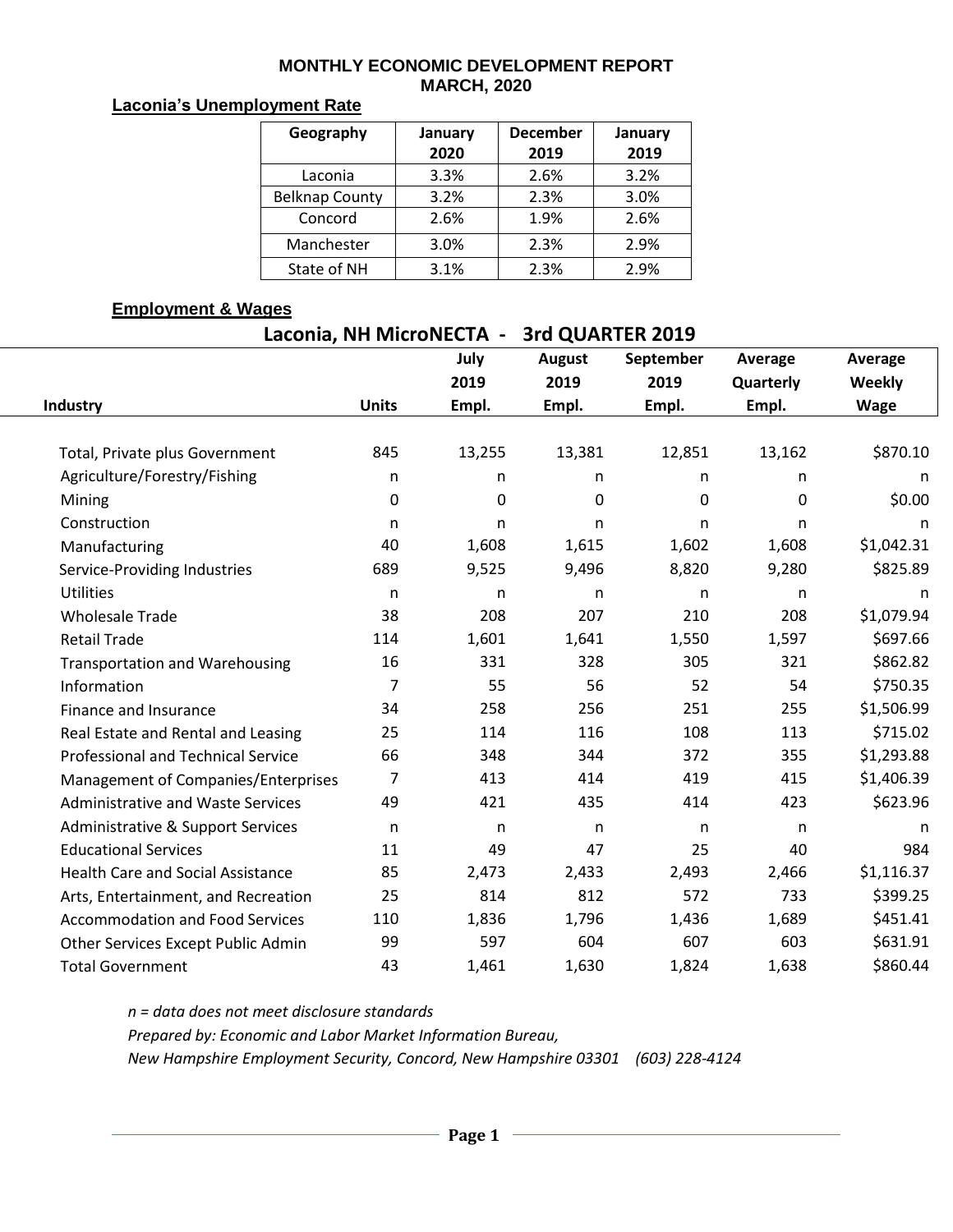# MONTHLY ECONOMIC DEVELOPMENT REPORT
## MARCH, 2020

### Laconia's Unemployment Rate

| Geography | January 2020 | December 2019 | January 2019 |
|---|---|---|---|
| Laconia | 3.3% | 2.6% | 3.2% |
| Belknap County | 3.2% | 2.3% | 3.0% |
| Concord | 2.6% | 1.9% | 2.6% |
| Manchester | 3.0% | 2.3% | 2.9% |
| State of NH | 3.1% | 2.3% | 2.9% |

### Employment & Wages

**Laconia, NH MicroNECTA - 3rd QUARTER 2019**

| Industry | Units | July 2019 Empl. | August 2019 Empl. | September 2019 Empl. | Average Quarterly Empl. | Average Weekly Wage |
|---|---|---|---|---|---|---|
| Total, Private plus Government | 845 | 13,255 | 13,381 | 12,851 | 13,162 | $870.10 |
| Agriculture/Forestry/Fishing | n | n | n | n | n | n |
| Mining | 0 | 0 | 0 | 0 | 0 | $0.00 |
| Construction | n | n | n | n | n | n |
| Manufacturing | 40 | 1,608 | 1,615 | 1,602 | 1,608 | $1,042.31 |
| Service-Providing Industries | 689 | 9,525 | 9,496 | 8,820 | 9,280 | $825.89 |
| Utilities | n | n | n | n | n | n |
| Wholesale Trade | 38 | 208 | 207 | 210 | 208 | $1,079.94 |
| Retail Trade | 114 | 1,601 | 1,641 | 1,550 | 1,597 | $697.66 |
| Transportation and Warehousing | 16 | 331 | 328 | 305 | 321 | $862.82 |
| Information | 7 | 55 | 56 | 52 | 54 | $750.35 |
| Finance and Insurance | 34 | 258 | 256 | 251 | 255 | $1,506.99 |
| Real Estate and Rental and Leasing | 25 | 114 | 116 | 108 | 113 | $715.02 |
| Professional and Technical Service | 66 | 348 | 344 | 372 | 355 | $1,293.88 |
| Management of Companies/Enterprises | 7 | 413 | 414 | 419 | 415 | $1,406.39 |
| Administrative and Waste Services | 49 | 421 | 435 | 414 | 423 | $623.96 |
| Administrative & Support Services | n | n | n | n | n | n |
| Educational Services | 11 | 49 | 47 | 25 | 40 | 984 |
| Health Care and Social Assistance | 85 | 2,473 | 2,433 | 2,493 | 2,466 | $1,116.37 |
| Arts, Entertainment, and Recreation | 25 | 814 | 812 | 572 | 733 | $399.25 |
| Accommodation and Food Services | 110 | 1,836 | 1,796 | 1,436 | 1,689 | $451.41 |
| Other Services Except Public Admin | 99 | 597 | 604 | 607 | 603 | $631.91 |
| Total Government | 43 | 1,461 | 1,630 | 1,824 | 1,638 | $860.44 |

*n = data does not meet disclosure standards*
*Prepared by: Economic and Labor Market Information Bureau,*
*New Hampshire Employment Security, Concord, New Hampshire 03301 (603) 228-4124*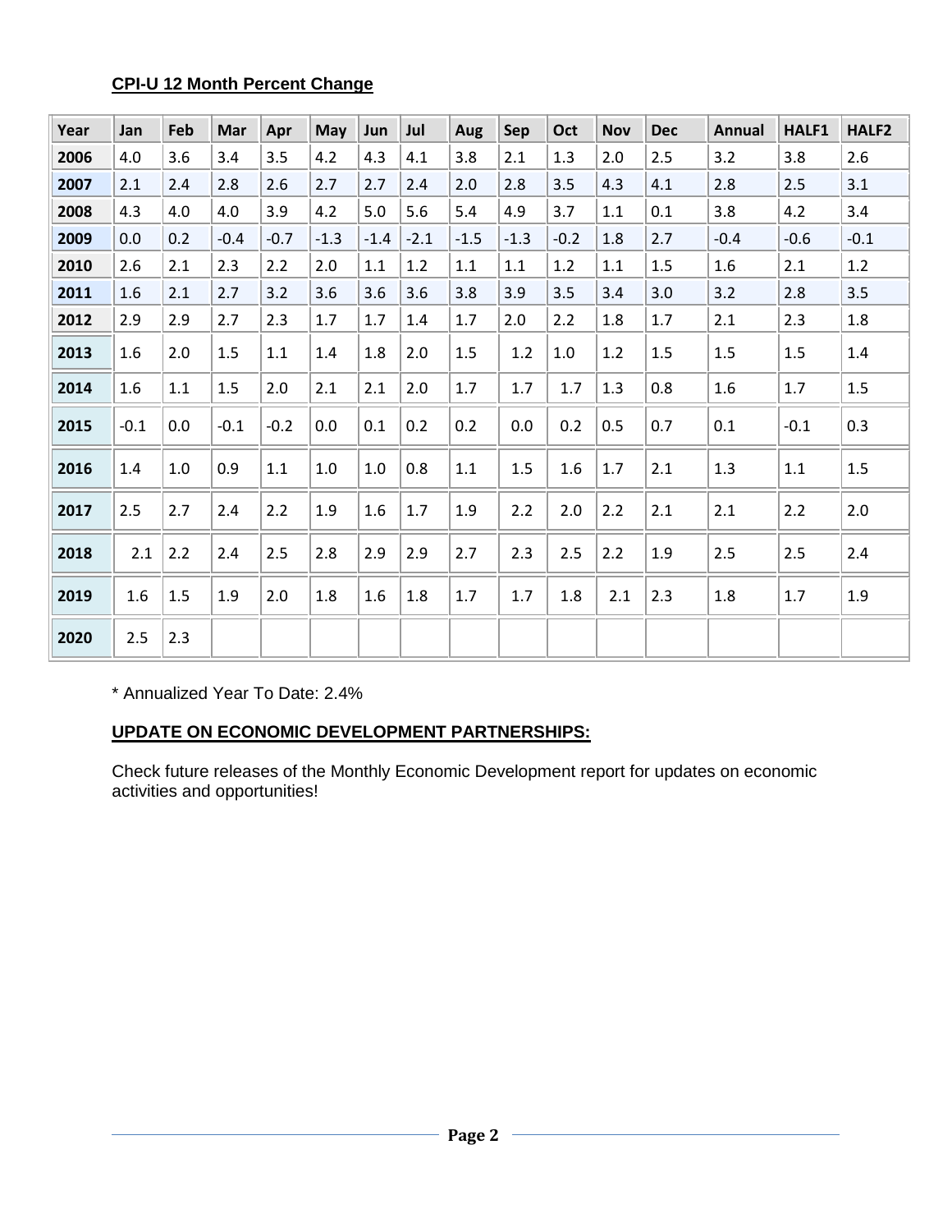**CPI-U 12 Month Percent Change**

| Year | Jan | Feb | Mar | Apr | May | Jun | Jul | Aug | Sep | Oct | Nov | Dec | Annual | HALF1 | HALF2 |
|---|---|---|---|---|---|---|---|---|---|---|---|---|---|---|---|
| 2006 | 4.0 | 3.6 | 3.4 | 3.5 | 4.2 | 4.3 | 4.1 | 3.8 | 2.1 | 1.3 | 2.0 | 2.5 | 3.2 | 3.8 | 2.6 |
| 2007 | 2.1 | 2.4 | 2.8 | 2.6 | 2.7 | 2.7 | 2.4 | 2.0 | 2.8 | 3.5 | 4.3 | 4.1 | 2.8 | 2.5 | 3.1 |
| 2008 | 4.3 | 4.0 | 4.0 | 3.9 | 4.2 | 5.0 | 5.6 | 5.4 | 4.9 | 3.7 | 1.1 | 0.1 | 3.8 | 4.2 | 3.4 |
| 2009 | 0.0 | 0.2 | -0.4 | -0.7 | -1.3 | -1.4 | -2.1 | -1.5 | -1.3 | -0.2 | 1.8 | 2.7 | -0.4 | -0.6 | -0.1 |
| 2010 | 2.6 | 2.1 | 2.3 | 2.2 | 2.0 | 1.1 | 1.2 | 1.1 | 1.1 | 1.2 | 1.1 | 1.5 | 1.6 | 2.1 | 1.2 |
| 2011 | 1.6 | 2.1 | 2.7 | 3.2 | 3.6 | 3.6 | 3.6 | 3.8 | 3.9 | 3.5 | 3.4 | 3.0 | 3.2 | 2.8 | 3.5 |
| 2012 | 2.9 | 2.9 | 2.7 | 2.3 | 1.7 | 1.7 | 1.4 | 1.7 | 2.0 | 2.2 | 1.8 | 1.7 | 2.1 | 2.3 | 1.8 |
| 2013 | 1.6 | 2.0 | 1.5 | 1.1 | 1.4 | 1.8 | 2.0 | 1.5 | 1.2 | 1.0 | 1.2 | 1.5 | 1.5 | 1.5 | 1.4 |
| 2014 | 1.6 | 1.1 | 1.5 | 2.0 | 2.1 | 2.1 | 2.0 | 1.7 | 1.7 | 1.7 | 1.3 | 0.8 | 1.6 | 1.7 | 1.5 |
| 2015 | -0.1 | 0.0 | -0.1 | -0.2 | 0.0 | 0.1 | 0.2 | 0.2 | 0.0 | 0.2 | 0.5 | 0.7 | 0.1 | -0.1 | 0.3 |
| 2016 | 1.4 | 1.0 | 0.9 | 1.1 | 1.0 | 1.0 | 0.8 | 1.1 | 1.5 | 1.6 | 1.7 | 2.1 | 1.3 | 1.1 | 1.5 |
| 2017 | 2.5 | 2.7 | 2.4 | 2.2 | 1.9 | 1.6 | 1.7 | 1.9 | 2.2 | 2.0 | 2.2 | 2.1 | 2.1 | 2.2 | 2.0 |
| 2018 | 2.1 | 2.2 | 2.4 | 2.5 | 2.8 | 2.9 | 2.9 | 2.7 | 2.3 | 2.5 | 2.2 | 1.9 | 2.5 | 2.5 | 2.4 |
| 2019 | 1.6 | 1.5 | 1.9 | 2.0 | 1.8 | 1.6 | 1.8 | 1.7 | 1.7 | 1.8 | 2.1 | 2.3 | 1.8 | 1.7 | 1.9 |
| 2020 | 2.5 | 2.3 | | | | | | | | | | | | | |

* Annualized Year To Date: 2.4%

**UPDATE ON ECONOMIC DEVELOPMENT PARTNERSHIPS:**

Check future releases of the Monthly Economic Development report for updates on economic activities and opportunities!